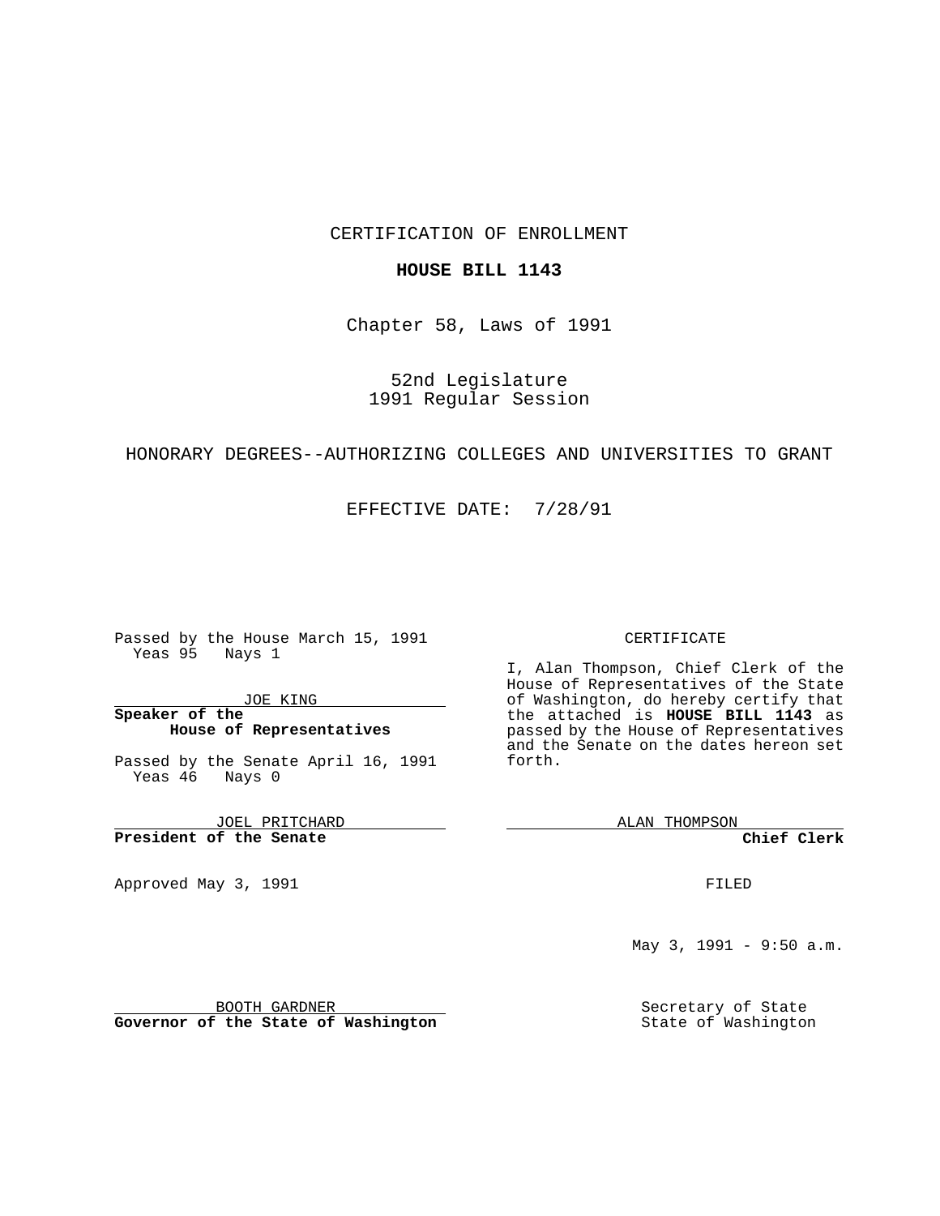CERTIFICATION OF ENROLLMENT

**HOUSE BILL 1143**

Chapter 58, Laws of 1991

52nd Legislature
1991 Regular Session

HONORARY DEGREES--AUTHORIZING COLLEGES AND UNIVERSITIES TO GRANT

EFFECTIVE DATE: 7/28/91

Passed by the House March 15, 1991
Yeas 95 Nays 1

JOE KING
**Speaker of the House of Representatives**

Passed by the Senate April 16, 1991
Yeas 46 Nays 0

JOEL PRITCHARD
**President of the Senate**

Approved May 3, 1991

BOOTH GARDNER
**Governor of the State of Washington**

CERTIFICATE

I, Alan Thompson, Chief Clerk of the House of Representatives of the State of Washington, do hereby certify that the attached is **HOUSE BILL 1143** as passed by the House of Representatives and the Senate on the dates hereon set forth.

ALAN THOMPSON
**Chief Clerk**

FILED

May 3, 1991 - 9:50 a.m.

Secretary of State
State of Washington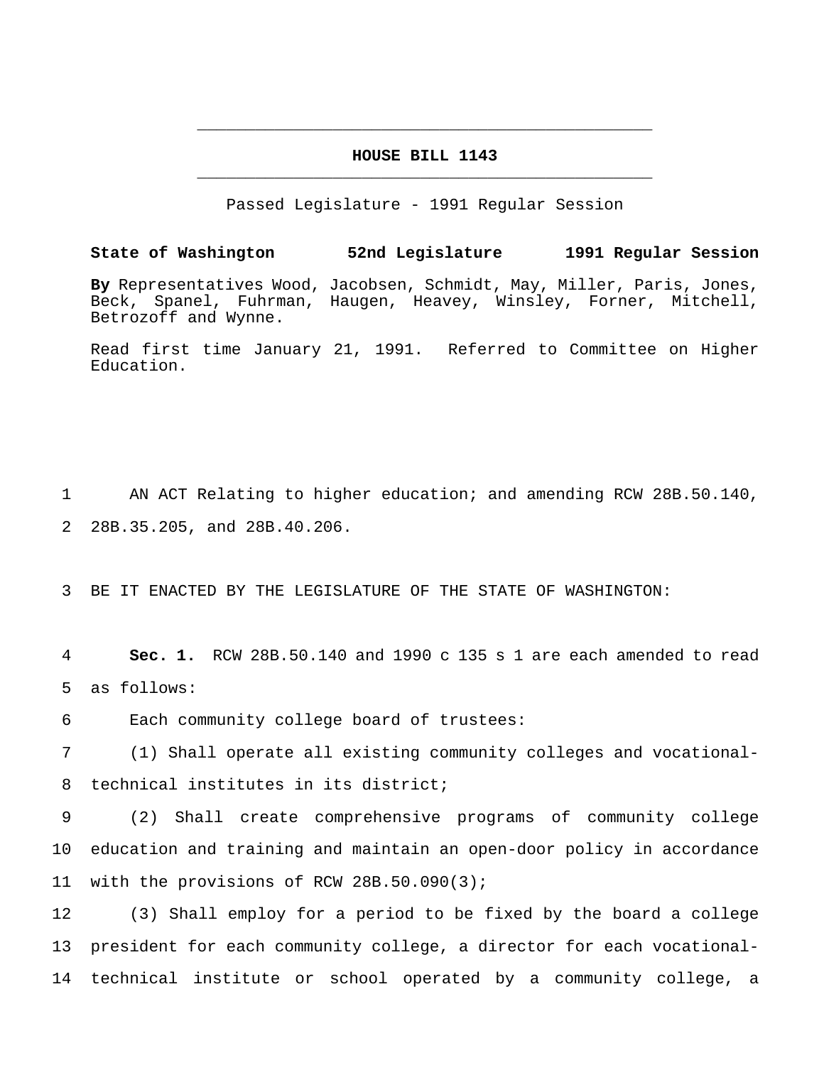# HOUSE BILL 1143

Passed Legislature - 1991 Regular Session

**State of Washington 52nd Legislature 1991 Regular Session**

**By** Representatives Wood, Jacobsen, Schmidt, May, Miller, Paris, Jones, Beck, Spanel, Fuhrman, Haugen, Heavey, Winsley, Forner, Mitchell, Betrozoff and Wynne.

Read first time January 21, 1991. Referred to Committee on Higher Education.

AN ACT Relating to higher education; and amending RCW 28B.50.140, 28B.35.205, and 28B.40.206.

BE IT ENACTED BY THE LEGISLATURE OF THE STATE OF WASHINGTON:

**Sec. 1.** RCW 28B.50.140 and 1990 c 135 s 1 are each amended to read as follows:

Each community college board of trustees:

(1) Shall operate all existing community colleges and vocational-technical institutes in its district;

(2) Shall create comprehensive programs of community college education and training and maintain an open-door policy in accordance with the provisions of RCW 28B.50.090(3);

(3) Shall employ for a period to be fixed by the board a college president for each community college, a director for each vocational-technical institute or school operated by a community college, a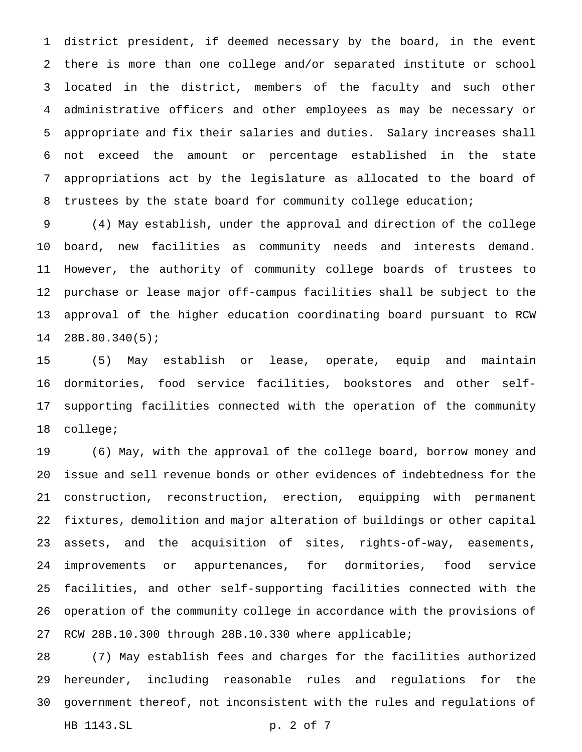district president, if deemed necessary by the board, in the event there is more than one college and/or separated institute or school located in the district, members of the faculty and such other administrative officers and other employees as may be necessary or appropriate and fix their salaries and duties. Salary increases shall not exceed the amount or percentage established in the state appropriations act by the legislature as allocated to the board of trustees by the state board for community college education;

(4) May establish, under the approval and direction of the college board, new facilities as community needs and interests demand. However, the authority of community college boards of trustees to purchase or lease major off-campus facilities shall be subject to the approval of the higher education coordinating board pursuant to RCW 28B.80.340(5);

(5) May establish or lease, operate, equip and maintain dormitories, food service facilities, bookstores and other self-supporting facilities connected with the operation of the community college;

(6) May, with the approval of the college board, borrow money and issue and sell revenue bonds or other evidences of indebtedness for the construction, reconstruction, erection, equipping with permanent fixtures, demolition and major alteration of buildings or other capital assets, and the acquisition of sites, rights-of-way, easements, improvements or appurtenances, for dormitories, food service facilities, and other self-supporting facilities connected with the operation of the community college in accordance with the provisions of RCW 28B.10.300 through 28B.10.330 where applicable;

(7) May establish fees and charges for the facilities authorized hereunder, including reasonable rules and regulations for the government thereof, not inconsistent with the rules and regulations of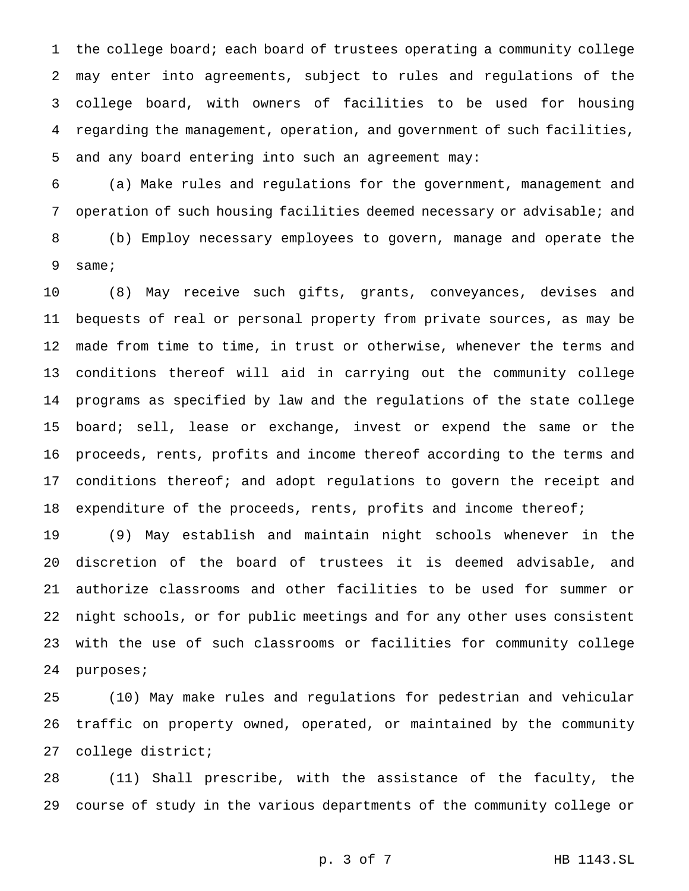the college board; each board of trustees operating a community college may enter into agreements, subject to rules and regulations of the college board, with owners of facilities to be used for housing regarding the management, operation, and government of such facilities, and any board entering into such an agreement may:

(a) Make rules and regulations for the government, management and operation of such housing facilities deemed necessary or advisable; and

(b) Employ necessary employees to govern, manage and operate the same;

(8) May receive such gifts, grants, conveyances, devises and bequests of real or personal property from private sources, as may be made from time to time, in trust or otherwise, whenever the terms and conditions thereof will aid in carrying out the community college programs as specified by law and the regulations of the state college board; sell, lease or exchange, invest or expend the same or the proceeds, rents, profits and income thereof according to the terms and conditions thereof; and adopt regulations to govern the receipt and expenditure of the proceeds, rents, profits and income thereof;

(9) May establish and maintain night schools whenever in the discretion of the board of trustees it is deemed advisable, and authorize classrooms and other facilities to be used for summer or night schools, or for public meetings and for any other uses consistent with the use of such classrooms or facilities for community college purposes;

(10) May make rules and regulations for pedestrian and vehicular traffic on property owned, operated, or maintained by the community college district;

(11) Shall prescribe, with the assistance of the faculty, the course of study in the various departments of the community college or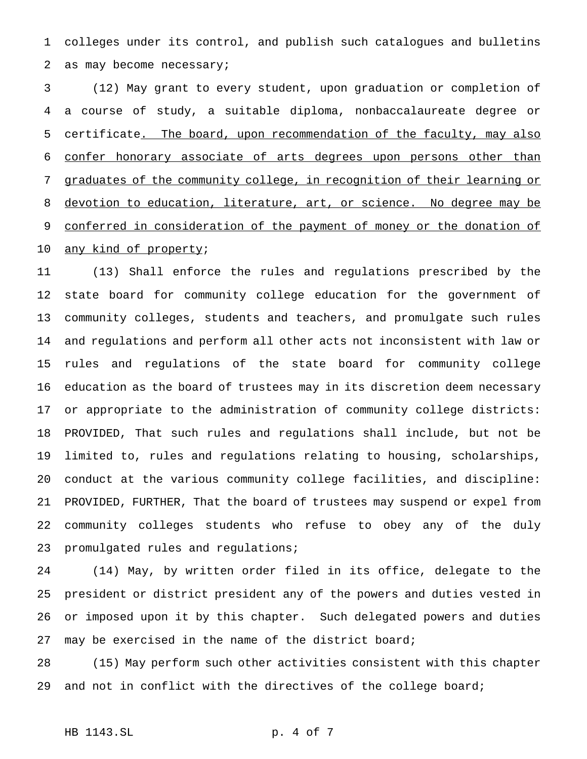colleges under its control, and publish such catalogues and bulletins as may become necessary;

(12) May grant to every student, upon graduation or completion of a course of study, a suitable diploma, nonbaccalaureate degree or certificate<u>. The board, upon recommendation of the faculty, may also confer honorary associate of arts degrees upon persons other than graduates of the community college, in recognition of their learning or devotion to education, literature, art, or science. No degree may be conferred in consideration of the payment of money or the donation of any kind of property</u>;

(13) Shall enforce the rules and regulations prescribed by the state board for community college education for the government of community colleges, students and teachers, and promulgate such rules and regulations and perform all other acts not inconsistent with law or rules and regulations of the state board for community college education as the board of trustees may in its discretion deem necessary or appropriate to the administration of community college districts: PROVIDED, That such rules and regulations shall include, but not be limited to, rules and regulations relating to housing, scholarships, conduct at the various community college facilities, and discipline: PROVIDED, FURTHER, That the board of trustees may suspend or expel from community colleges students who refuse to obey any of the duly promulgated rules and regulations;

(14) May, by written order filed in its office, delegate to the president or district president any of the powers and duties vested in or imposed upon it by this chapter. Such delegated powers and duties may be exercised in the name of the district board;

(15) May perform such other activities consistent with this chapter and not in conflict with the directives of the college board;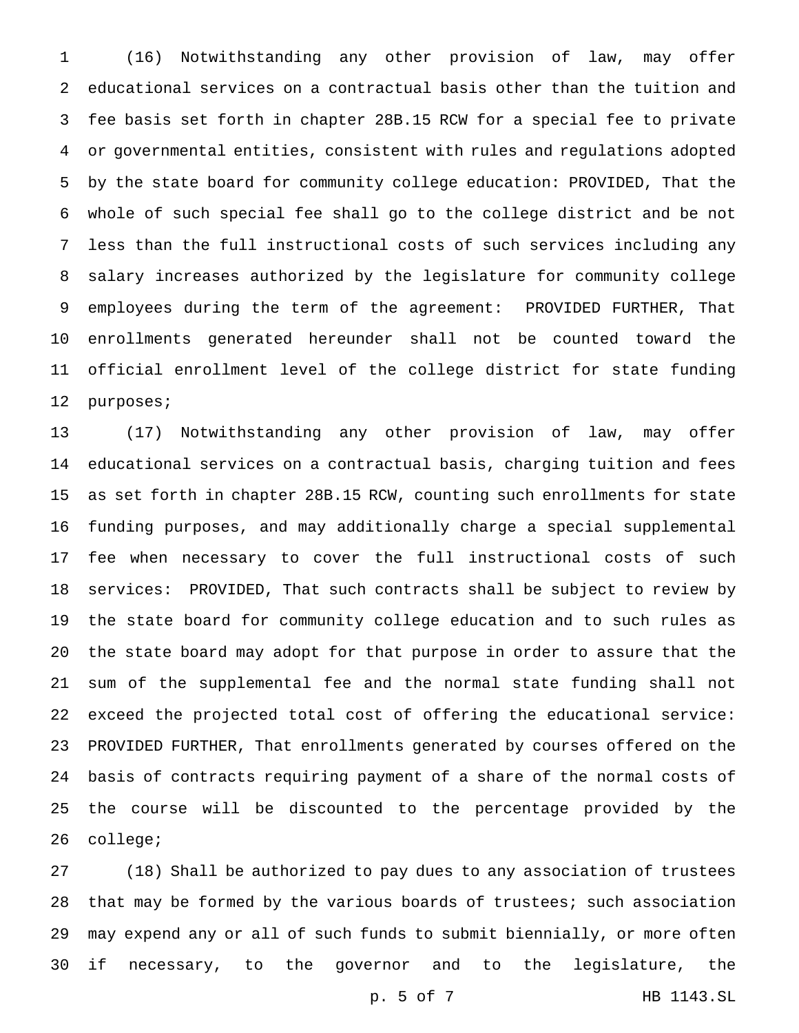(16) Notwithstanding any other provision of law, may offer educational services on a contractual basis other than the tuition and fee basis set forth in chapter 28B.15 RCW for a special fee to private or governmental entities, consistent with rules and regulations adopted by the state board for community college education: PROVIDED, That the whole of such special fee shall go to the college district and be not less than the full instructional costs of such services including any salary increases authorized by the legislature for community college employees during the term of the agreement: PROVIDED FURTHER, That enrollments generated hereunder shall not be counted toward the official enrollment level of the college district for state funding purposes;

(17) Notwithstanding any other provision of law, may offer educational services on a contractual basis, charging tuition and fees as set forth in chapter 28B.15 RCW, counting such enrollments for state funding purposes, and may additionally charge a special supplemental fee when necessary to cover the full instructional costs of such services: PROVIDED, That such contracts shall be subject to review by the state board for community college education and to such rules as the state board may adopt for that purpose in order to assure that the sum of the supplemental fee and the normal state funding shall not exceed the projected total cost of offering the educational service: PROVIDED FURTHER, That enrollments generated by courses offered on the basis of contracts requiring payment of a share of the normal costs of the course will be discounted to the percentage provided by the college;

(18) Shall be authorized to pay dues to any association of trustees that may be formed by the various boards of trustees; such association may expend any or all of such funds to submit biennially, or more often if necessary, to the governor and to the legislature, the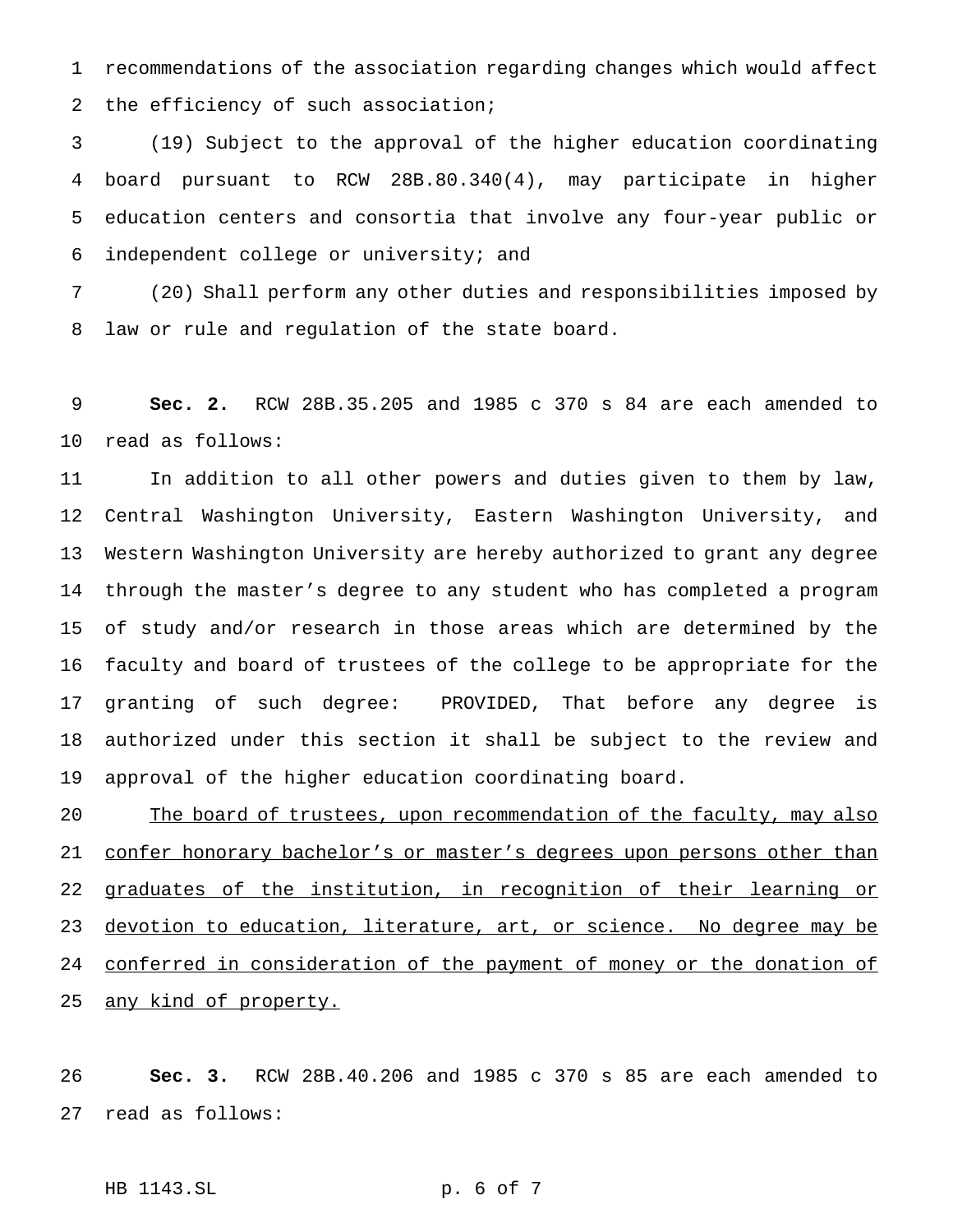recommendations of the association regarding changes which would affect the efficiency of such association;

(19) Subject to the approval of the higher education coordinating board pursuant to RCW 28B.80.340(4), may participate in higher education centers and consortia that involve any four-year public or independent college or university; and

(20) Shall perform any other duties and responsibilities imposed by law or rule and regulation of the state board.

**Sec. 2.** RCW 28B.35.205 and 1985 c 370 s 84 are each amended to read as follows:

In addition to all other powers and duties given to them by law, Central Washington University, Eastern Washington University, and Western Washington University are hereby authorized to grant any degree through the master's degree to any student who has completed a program of study and/or research in those areas which are determined by the faculty and board of trustees of the college to be appropriate for the granting of such degree: PROVIDED, That before any degree is authorized under this section it shall be subject to the review and approval of the higher education coordinating board.

<u>The board of trustees, upon recommendation of the faculty, may also confer honorary bachelor's or master's degrees upon persons other than graduates of the institution, in recognition of their learning or devotion to education, literature, art, or science. No degree may be conferred in consideration of the payment of money or the donation of any kind of property.</u>

**Sec. 3.** RCW 28B.40.206 and 1985 c 370 s 85 are each amended to read as follows: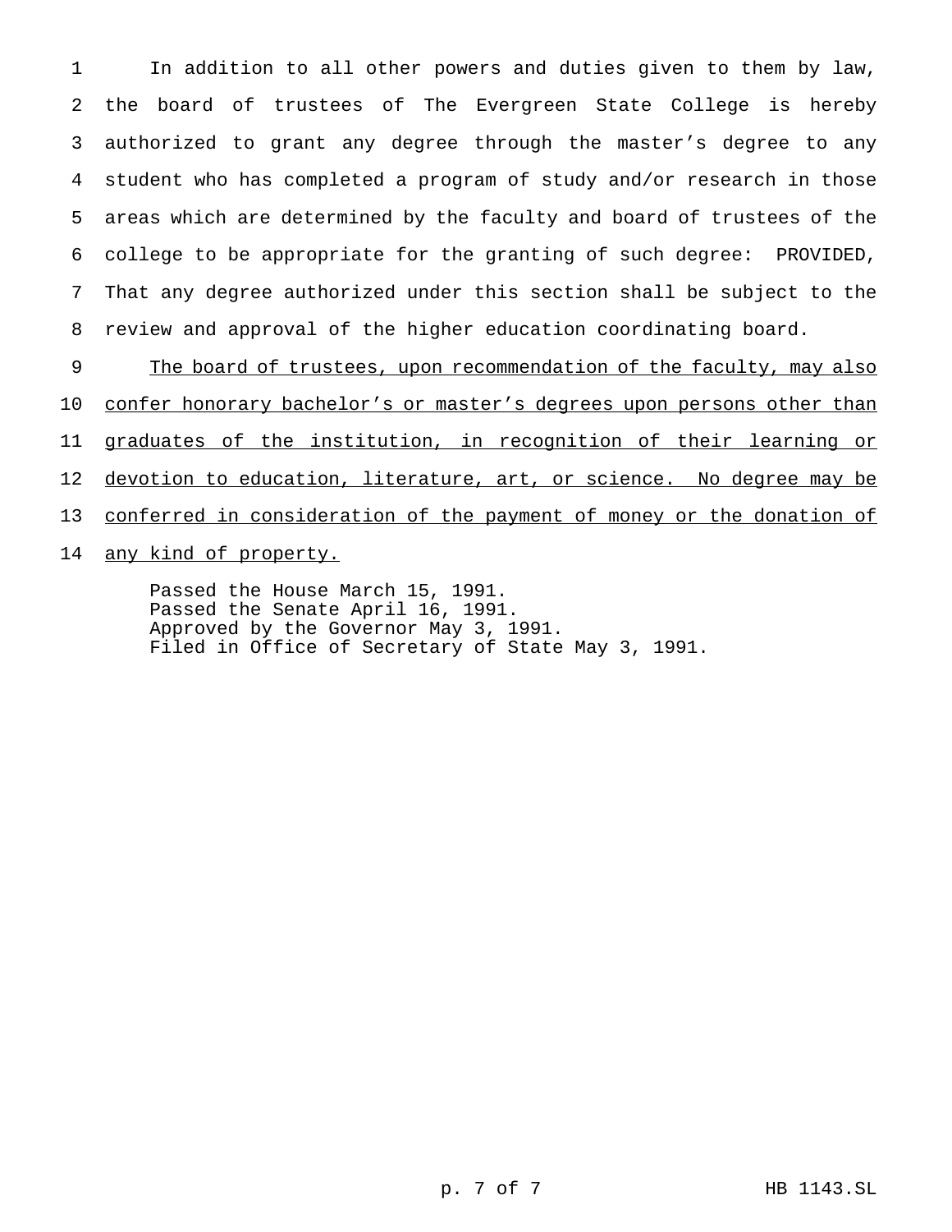In addition to all other powers and duties given to them by law, the board of trustees of The Evergreen State College is hereby authorized to grant any degree through the master's degree to any student who has completed a program of study and/or research in those areas which are determined by the faculty and board of trustees of the college to be appropriate for the granting of such degree: PROVIDED, That any degree authorized under this section shall be subject to the review and approval of the higher education coordinating board.

<u>The board of trustees, upon recommendation of the faculty, may also confer honorary bachelor's or master's degrees upon persons other than graduates of the institution, in recognition of their learning or devotion to education, literature, art, or science. No degree may be conferred in consideration of the payment of money or the donation of any kind of property.</u>

Passed the House March 15, 1991.
Passed the Senate April 16, 1991.
Approved by the Governor May 3, 1991.
Filed in Office of Secretary of State May 3, 1991.